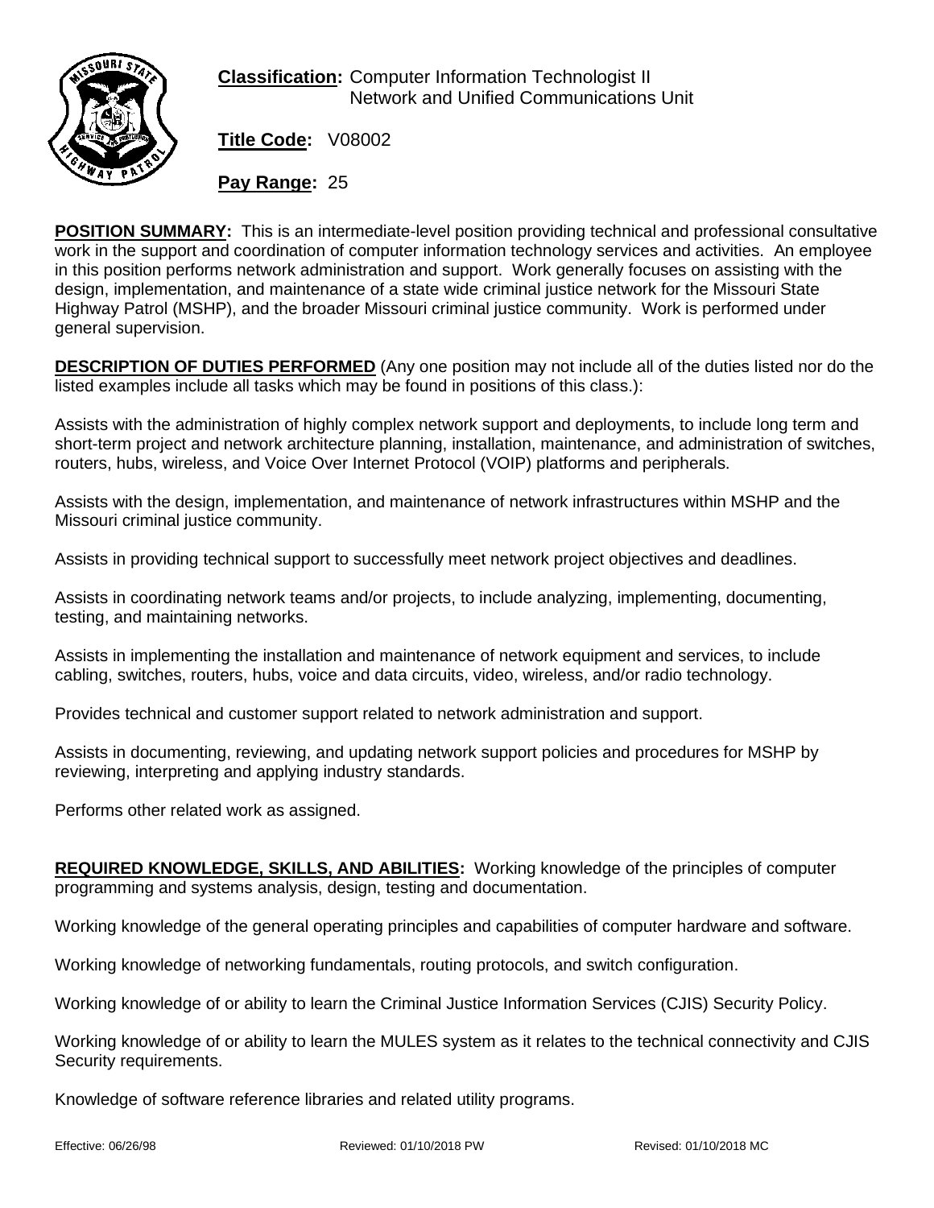**Classification:** Computer Information Technologist II
Network and Unified Communications Unit

**Title Code:** V08002

**Pay Range:** 25

**POSITION SUMMARY:** This is an intermediate-level position providing technical and professional consultative work in the support and coordination of computer information technology services and activities. An employee in this position performs network administration and support. Work generally focuses on assisting with the design, implementation, and maintenance of a state wide criminal justice network for the Missouri State Highway Patrol (MSHP), and the broader Missouri criminal justice community. Work is performed under general supervision.

**DESCRIPTION OF DUTIES PERFORMED** (Any one position may not include all of the duties listed nor do the listed examples include all tasks which may be found in positions of this class.):

Assists with the administration of highly complex network support and deployments, to include long term and short-term project and network architecture planning, installation, maintenance, and administration of switches, routers, hubs, wireless, and Voice Over Internet Protocol (VOIP) platforms and peripherals.

Assists with the design, implementation, and maintenance of network infrastructures within MSHP and the Missouri criminal justice community.

Assists in providing technical support to successfully meet network project objectives and deadlines.

Assists in coordinating network teams and/or projects, to include analyzing, implementing, documenting, testing, and maintaining networks.

Assists in implementing the installation and maintenance of network equipment and services, to include cabling, switches, routers, hubs, voice and data circuits, video, wireless, and/or radio technology.

Provides technical and customer support related to network administration and support.

Assists in documenting, reviewing, and updating network support policies and procedures for MSHP by reviewing, interpreting and applying industry standards.

Performs other related work as assigned.

**REQUIRED KNOWLEDGE, SKILLS, AND ABILITIES:** Working knowledge of the principles of computer programming and systems analysis, design, testing and documentation.

Working knowledge of the general operating principles and capabilities of computer hardware and software.

Working knowledge of networking fundamentals, routing protocols, and switch configuration.

Working knowledge of or ability to learn the Criminal Justice Information Services (CJIS) Security Policy.

Working knowledge of or ability to learn the MULES system as it relates to the technical connectivity and CJIS Security requirements.

Knowledge of software reference libraries and related utility programs.

Effective: 06/26/98 Reviewed: 01/10/2018 PW Revised: 01/10/2018 MC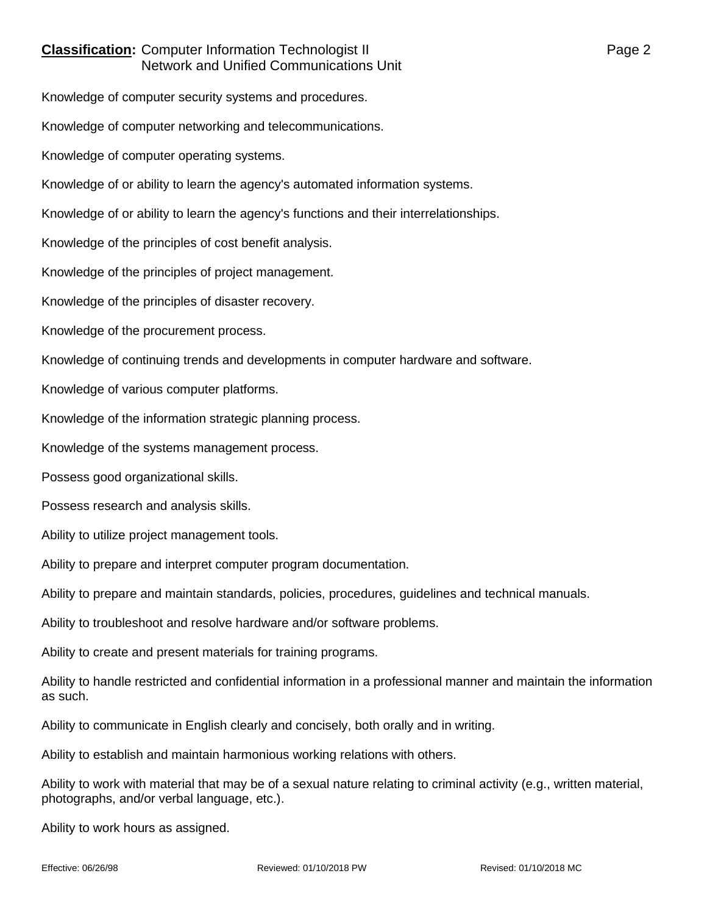Knowledge of computer security systems and procedures.

Knowledge of computer networking and telecommunications.

Knowledge of computer operating systems.

Knowledge of or ability to learn the agency's automated information systems.

Knowledge of or ability to learn the agency's functions and their interrelationships.

Knowledge of the principles of cost benefit analysis.

Knowledge of the principles of project management.

Knowledge of the principles of disaster recovery.

Knowledge of the procurement process.

Knowledge of continuing trends and developments in computer hardware and software.

Knowledge of various computer platforms.

Knowledge of the information strategic planning process.

Knowledge of the systems management process.

Possess good organizational skills.

Possess research and analysis skills.

Ability to utilize project management tools.

Ability to prepare and interpret computer program documentation.

Ability to prepare and maintain standards, policies, procedures, guidelines and technical manuals.

Ability to troubleshoot and resolve hardware and/or software problems.

Ability to create and present materials for training programs.

Ability to handle restricted and confidential information in a professional manner and maintain the information as such.

Ability to communicate in English clearly and concisely, both orally and in writing.

Ability to establish and maintain harmonious working relations with others.

Ability to work with material that may be of a sexual nature relating to criminal activity (e.g., written material, photographs, and/or verbal language, etc.).

Ability to work hours as assigned.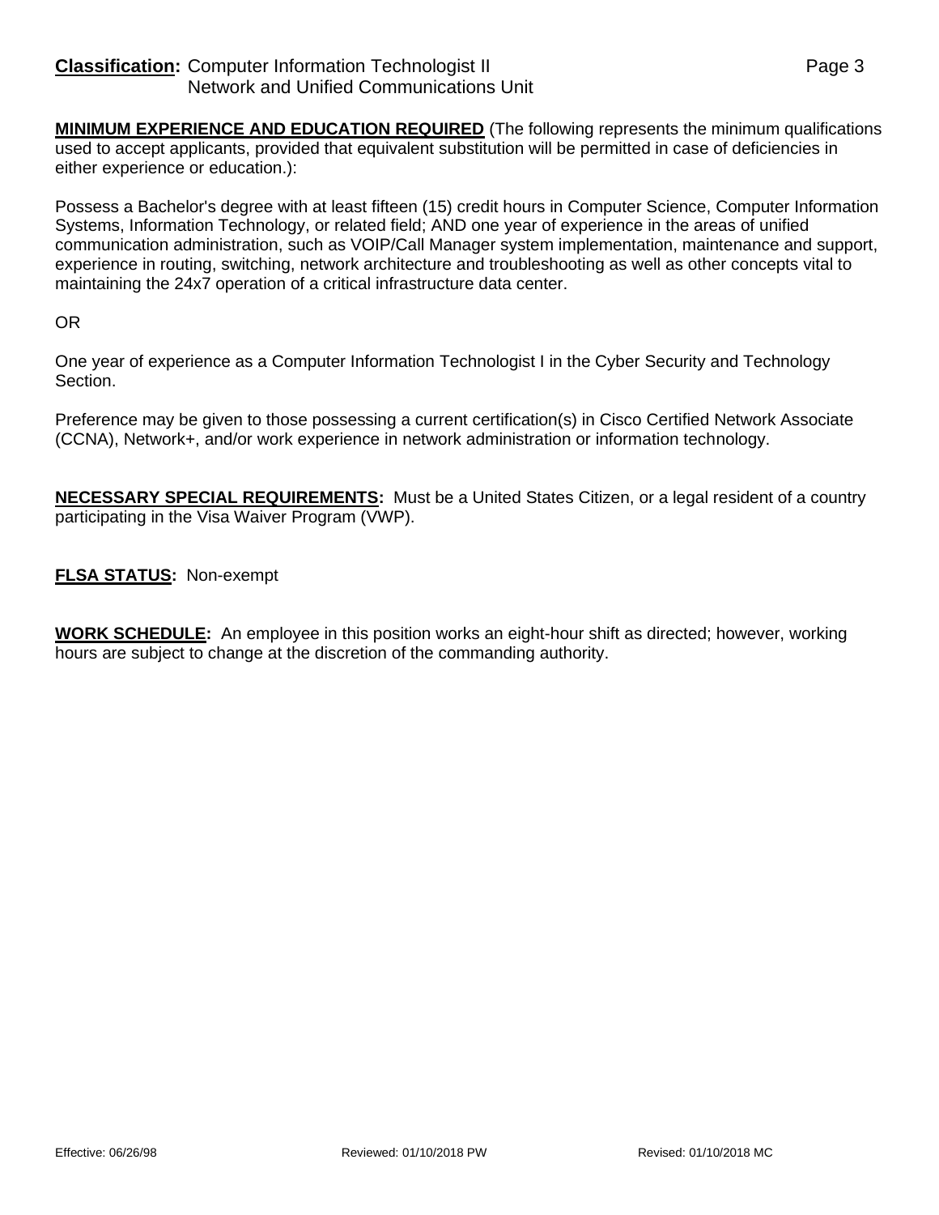**MINIMUM EXPERIENCE AND EDUCATION REQUIRED** (The following represents the minimum qualifications used to accept applicants, provided that equivalent substitution will be permitted in case of deficiencies in either experience or education.):

Possess a Bachelor's degree with at least fifteen (15) credit hours in Computer Science, Computer Information Systems, Information Technology, or related field; AND one year of experience in the areas of unified communication administration, such as VOIP/Call Manager system implementation, maintenance and support, experience in routing, switching, network architecture and troubleshooting as well as other concepts vital to maintaining the 24x7 operation of a critical infrastructure data center.

OR

One year of experience as a Computer Information Technologist I in the Cyber Security and Technology Section.

Preference may be given to those possessing a current certification(s) in Cisco Certified Network Associate (CCNA), Network+, and/or work experience in network administration or information technology.

**NECESSARY SPECIAL REQUIREMENTS:** Must be a United States Citizen, or a legal resident of a country participating in the Visa Waiver Program (VWP).

**FLSA STATUS:** Non-exempt

**WORK SCHEDULE:** An employee in this position works an eight-hour shift as directed; however, working hours are subject to change at the discretion of the commanding authority.